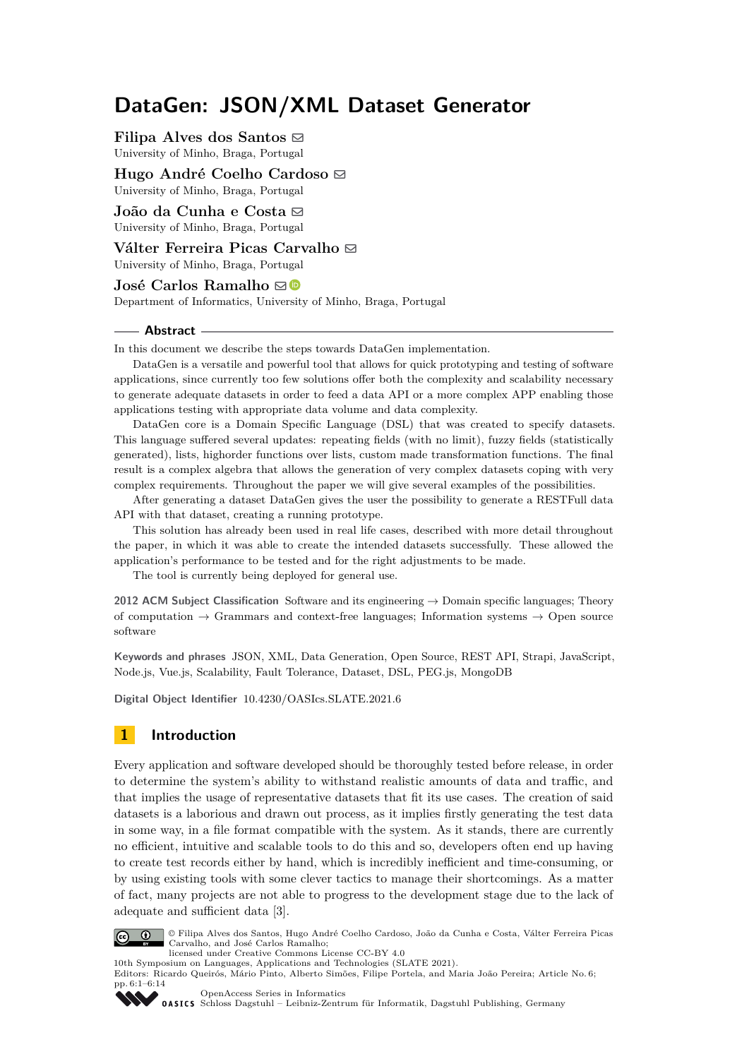# DataGen: JSON/XML Dataset Generator

**Filipa Alves dos Santos**
University of Minho, Braga, Portugal

**Hugo André Coelho Cardoso**
University of Minho, Braga, Portugal

**João da Cunha e Costa**
University of Minho, Braga, Portugal

**Válter Ferreira Picas Carvalho**
University of Minho, Braga, Portugal

**José Carlos Ramalho**
Department of Informatics, University of Minho, Braga, Portugal

## Abstract

In this document we describe the steps towards DataGen implementation.

DataGen is a versatile and powerful tool that allows for quick prototyping and testing of software applications, since currently too few solutions offer both the complexity and scalability necessary to generate adequate datasets in order to feed a data API or a more complex APP enabling those applications testing with appropriate data volume and data complexity.

DataGen core is a Domain Specific Language (DSL) that was created to specify datasets. This language suffered several updates: repeating fields (with no limit), fuzzy fields (statistically generated), lists, highorder functions over lists, custom made transformation functions. The final result is a complex algebra that allows the generation of very complex datasets coping with very complex requirements. Throughout the paper we will give several examples of the possibilities.

After generating a dataset DataGen gives the user the possibility to generate a RESTFull data API with that dataset, creating a running prototype.

This solution has already been used in real life cases, described with more detail throughout the paper, in which it was able to create the intended datasets successfully. These allowed the application's performance to be tested and for the right adjustments to be made.

The tool is currently being deployed for general use.

**2012 ACM Subject Classification** Software and its engineering → Domain specific languages; Theory of computation → Grammars and context-free languages; Information systems → Open source software

**Keywords and phrases** JSON, XML, Data Generation, Open Source, REST API, Strapi, JavaScript, Node.js, Vue.js, Scalability, Fault Tolerance, Dataset, DSL, PEG.js, MongoDB

**Digital Object Identifier** 10.4230/OASIcs.SLATE.2021.6

## 1 Introduction

Every application and software developed should be thoroughly tested before release, in order to determine the system's ability to withstand realistic amounts of data and traffic, and that implies the usage of representative datasets that fit its use cases. The creation of said datasets is a laborious and drawn out process, as it implies firstly generating the test data in some way, in a file format compatible with the system. As it stands, there are currently no efficient, intuitive and scalable tools to do this and so, developers often end up having to create test records either by hand, which is incredibly inefficient and time-consuming, or by using existing tools with some clever tactics to manage their shortcomings. As a matter of fact, many projects are not able to progress to the development stage due to the lack of adequate and sufficient data [3].

© Filipa Alves dos Santos, Hugo André Coelho Cardoso, João da Cunha e Costa, Válter Ferreira Picas Carvalho, and José Carlos Ramalho;
licensed under Creative Commons License CC-BY 4.0
10th Symposium on Languages, Applications and Technologies (SLATE 2021).
Editors: Ricardo Queirós, Mário Pinto, Alberto Simões, Filipe Portela, and Maria João Pereira; Article No. 6; pp. 6:1–6:14
OpenAccess Series in Informatics
Schloss Dagstuhl – Leibniz-Zentrum für Informatik, Dagstuhl Publishing, Germany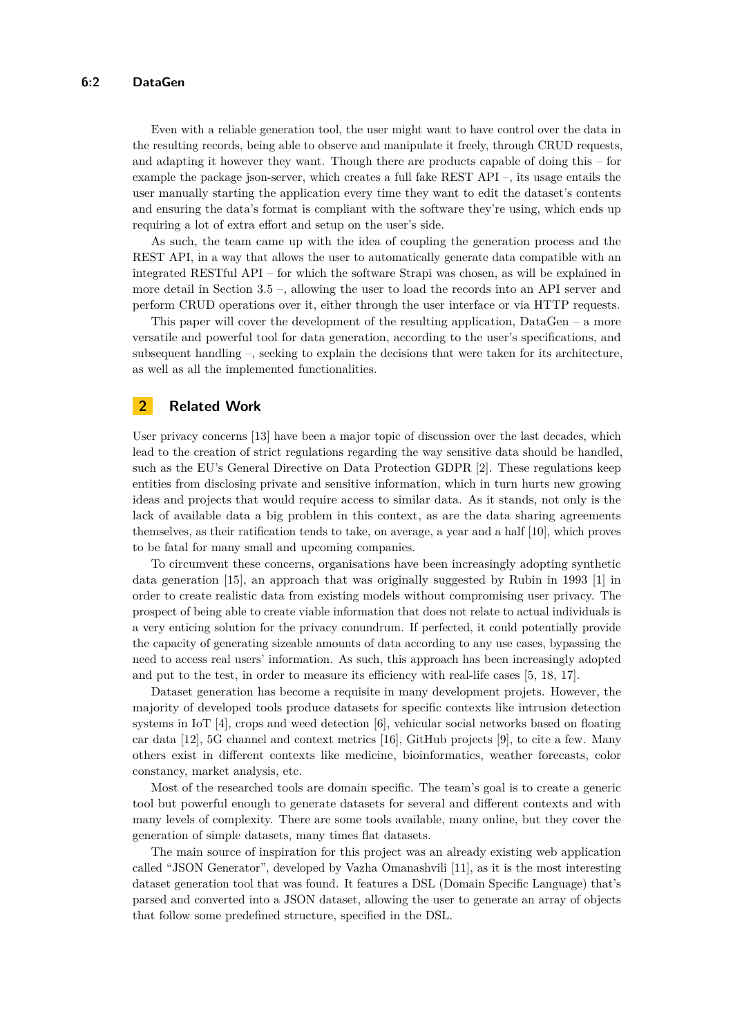Even with a reliable generation tool, the user might want to have control over the data in the resulting records, being able to observe and manipulate it freely, through CRUD requests, and adapting it however they want. Though there are products capable of doing this – for example the package json-server, which creates a full fake REST API –, its usage entails the user manually starting the application every time they want to edit the dataset's contents and ensuring the data's format is compliant with the software they're using, which ends up requiring a lot of extra effort and setup on the user's side.

As such, the team came up with the idea of coupling the generation process and the REST API, in a way that allows the user to automatically generate data compatible with an integrated RESTful API – for which the software Strapi was chosen, as will be explained in more detail in Section 3.5 –, allowing the user to load the records into an API server and perform CRUD operations over it, either through the user interface or via HTTP requests.

This paper will cover the development of the resulting application, DataGen – a more versatile and powerful tool for data generation, according to the user's specifications, and subsequent handling –, seeking to explain the decisions that were taken for its architecture, as well as all the implemented functionalities.

## 2 Related Work

User privacy concerns [13] have been a major topic of discussion over the last decades, which lead to the creation of strict regulations regarding the way sensitive data should be handled, such as the EU's General Directive on Data Protection GDPR [2]. These regulations keep entities from disclosing private and sensitive information, which in turn hurts new growing ideas and projects that would require access to similar data. As it stands, not only is the lack of available data a big problem in this context, as are the data sharing agreements themselves, as their ratification tends to take, on average, a year and a half [10], which proves to be fatal for many small and upcoming companies.

To circumvent these concerns, organisations have been increasingly adopting synthetic data generation [15], an approach that was originally suggested by Rubin in 1993 [1] in order to create realistic data from existing models without compromising user privacy. The prospect of being able to create viable information that does not relate to actual individuals is a very enticing solution for the privacy conundrum. If perfected, it could potentially provide the capacity of generating sizeable amounts of data according to any use cases, bypassing the need to access real users' information. As such, this approach has been increasingly adopted and put to the test, in order to measure its efficiency with real-life cases [5, 18, 17].

Dataset generation has become a requisite in many development projets. However, the majority of developed tools produce datasets for specific contexts like intrusion detection systems in IoT [4], crops and weed detection [6], vehicular social networks based on floating car data [12], 5G channel and context metrics [16], GitHub projects [9], to cite a few. Many others exist in different contexts like medicine, bioinformatics, weather forecasts, color constancy, market analysis, etc.

Most of the researched tools are domain specific. The team's goal is to create a generic tool but powerful enough to generate datasets for several and different contexts and with many levels of complexity. There are some tools available, many online, but they cover the generation of simple datasets, many times flat datasets.

The main source of inspiration for this project was an already existing web application called "JSON Generator", developed by Vazha Omanashvili [11], as it is the most interesting dataset generation tool that was found. It features a DSL (Domain Specific Language) that's parsed and converted into a JSON dataset, allowing the user to generate an array of objects that follow some predefined structure, specified in the DSL.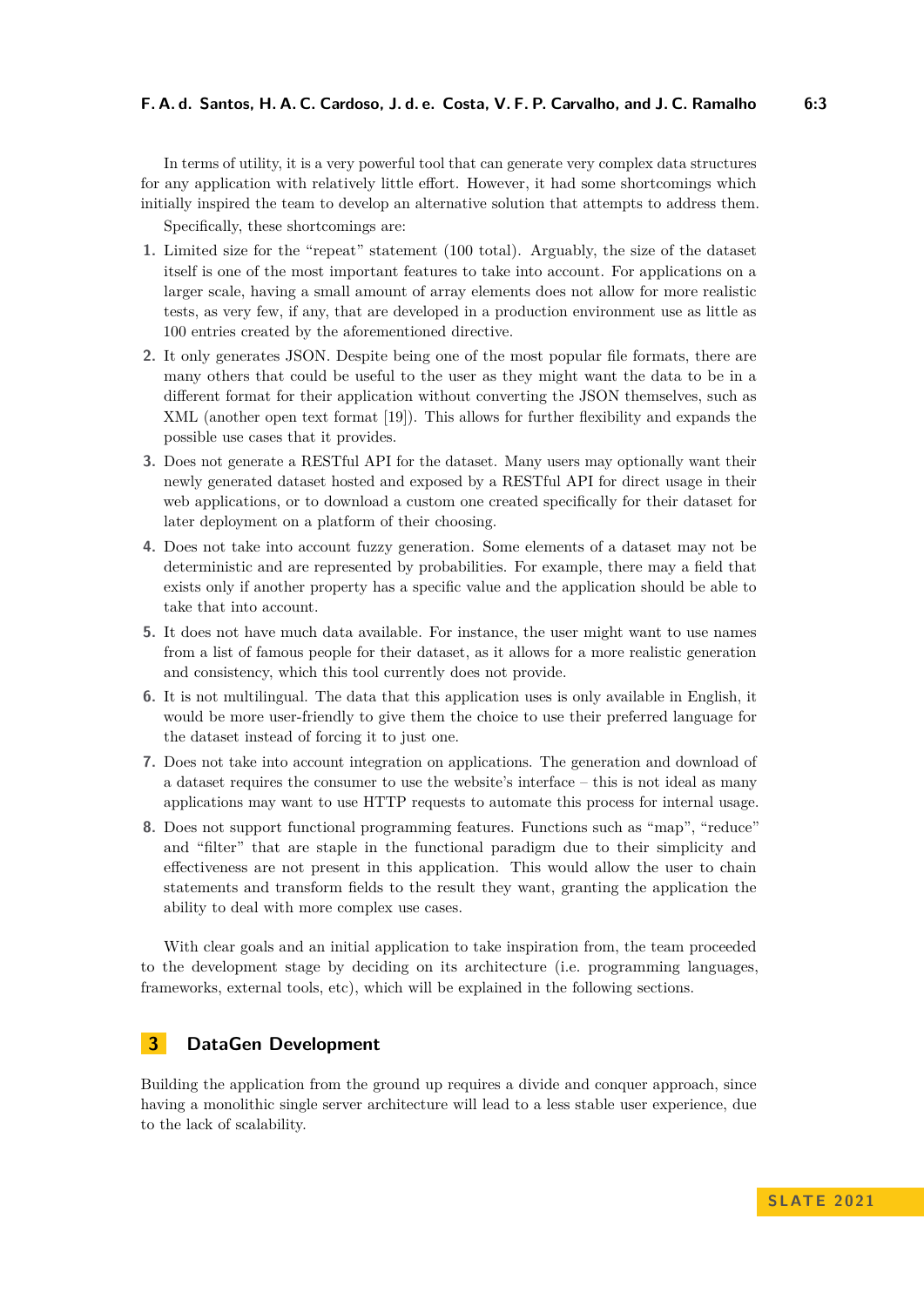In terms of utility, it is a very powerful tool that can generate very complex data structures for any application with relatively little effort. However, it had some shortcomings which initially inspired the team to develop an alternative solution that attempts to address them.

Specifically, these shortcomings are:

1. Limited size for the "repeat" statement (100 total). Arguably, the size of the dataset itself is one of the most important features to take into account. For applications on a larger scale, having a small amount of array elements does not allow for more realistic tests, as very few, if any, that are developed in a production environment use as little as 100 entries created by the aforementioned directive.
2. It only generates JSON. Despite being one of the most popular file formats, there are many others that could be useful to the user as they might want the data to be in a different format for their application without converting the JSON themselves, such as XML (another open text format [19]). This allows for further flexibility and expands the possible use cases that it provides.
3. Does not generate a RESTful API for the dataset. Many users may optionally want their newly generated dataset hosted and exposed by a RESTful API for direct usage in their web applications, or to download a custom one created specifically for their dataset for later deployment on a platform of their choosing.
4. Does not take into account fuzzy generation. Some elements of a dataset may not be deterministic and are represented by probabilities. For example, there may a field that exists only if another property has a specific value and the application should be able to take that into account.
5. It does not have much data available. For instance, the user might want to use names from a list of famous people for their dataset, as it allows for a more realistic generation and consistency, which this tool currently does not provide.
6. It is not multilingual. The data that this application uses is only available in English, it would be more user-friendly to give them the choice to use their preferred language for the dataset instead of forcing it to just one.
7. Does not take into account integration on applications. The generation and download of a dataset requires the consumer to use the website's interface – this is not ideal as many applications may want to use HTTP requests to automate this process for internal usage.
8. Does not support functional programming features. Functions such as "map", "reduce" and "filter" that are staple in the functional paradigm due to their simplicity and effectiveness are not present in this application. This would allow the user to chain statements and transform fields to the result they want, granting the application the ability to deal with more complex use cases.

With clear goals and an initial application to take inspiration from, the team proceeded to the development stage by deciding on its architecture (i.e. programming languages, frameworks, external tools, etc), which will be explained in the following sections.

## 3 DataGen Development

Building the application from the ground up requires a divide and conquer approach, since having a monolithic single server architecture will lead to a less stable user experience, due to the lack of scalability.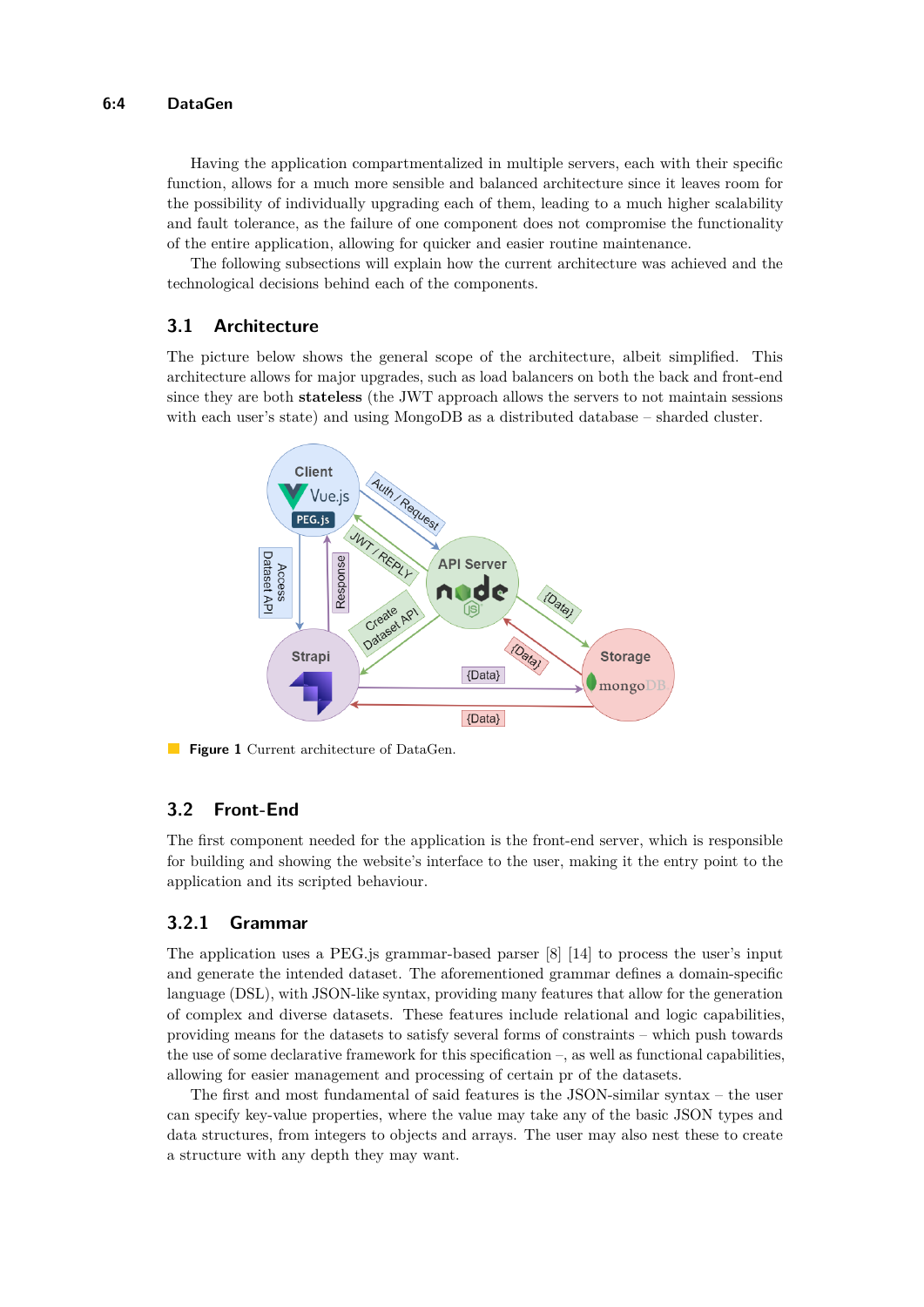Having the application compartmentalized in multiple servers, each with their specific function, allows for a much more sensible and balanced architecture since it leaves room for the possibility of individually upgrading each of them, leading to a much higher scalability and fault tolerance, as the failure of one component does not compromise the functionality of the entire application, allowing for quicker and easier routine maintenance.

The following subsections will explain how the current architecture was achieved and the technological decisions behind each of the components.

## 3.1 Architecture

The picture below shows the general scope of the architecture, albeit simplified. This architecture allows for major upgrades, such as load balancers on both the back and front-end since they are both **stateless** (the JWT approach allows the servers to not maintain sessions with each user's state) and using MongoDB as a distributed database – sharded cluster.

**Figure 1** Current architecture of DataGen.

## 3.2 Front-End

The first component needed for the application is the front-end server, which is responsible for building and showing the website's interface to the user, making it the entry point to the application and its scripted behaviour.

### 3.2.1 Grammar

The application uses a PEG.js grammar-based parser [8] [14] to process the user's input and generate the intended dataset. The aforementioned grammar defines a domain-specific language (DSL), with JSON-like syntax, providing many features that allow for the generation of complex and diverse datasets. These features include relational and logic capabilities, providing means for the datasets to satisfy several forms of constraints – which push towards the use of some declarative framework for this specification –, as well as functional capabilities, allowing for easier management and processing of certain pr of the datasets.

The first and most fundamental of said features is the JSON-similar syntax – the user can specify key-value properties, where the value may take any of the basic JSON types and data structures, from integers to objects and arrays. The user may also nest these to create a structure with any depth they may want.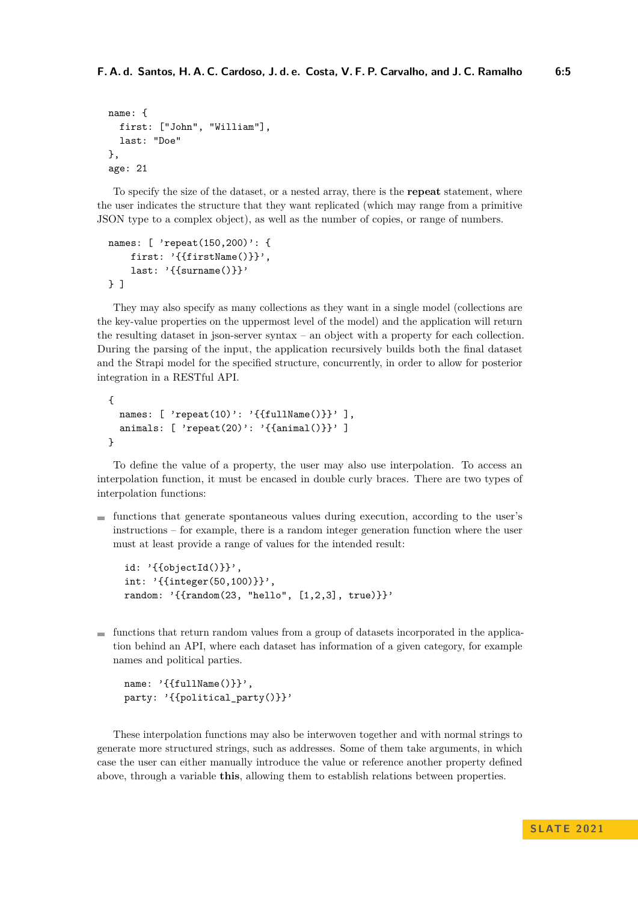```
name: {
  first: ["John", "William"],
  last: "Doe"
},
age: 21
```

To specify the size of the dataset, or a nested array, there is the **repeat** statement, where the user indicates the structure that they want replicated (which may range from a primitive JSON type to a complex object), as well as the number of copies, or range of numbers.

```
names: [ 'repeat(150,200)': {
    first: '{{firstName()}}',
    last: '{{surname()}}'
} ]
```

They may also specify as many collections as they want in a single model (collections are the key-value properties on the uppermost level of the model) and the application will return the resulting dataset in json-server syntax – an object with a property for each collection. During the parsing of the input, the application recursively builds both the final dataset and the Strapi model for the specified structure, concurrently, in order to allow for posterior integration in a RESTful API.

```
{
  names: [ 'repeat(10)': '{{fullName()}}' ],
  animals: [ 'repeat(20)': '{{animal()}}' ]
}
```

To define the value of a property, the user may also use interpolation. To access an interpolation function, it must be encased in double curly braces. There are two types of interpolation functions:

- functions that generate spontaneous values during execution, according to the user's instructions – for example, there is a random integer generation function where the user must at least provide a range of values for the intended result:

  ```
  id: '{{objectId()}}',
  int: '{{integer(50,100)}}',
  random: '{{random(23, "hello", [1,2,3], true)}}'
  ```

- functions that return random values from a group of datasets incorporated in the application behind an API, where each dataset has information of a given category, for example names and political parties.

  ```
  name: '{{fullName()}}',
  party: '{{political_party()}}'
  ```

These interpolation functions may also be interwoven together and with normal strings to generate more structured strings, such as addresses. Some of them take arguments, in which case the user can either manually introduce the value or reference another property defined above, through a variable **this**, allowing them to establish relations between properties.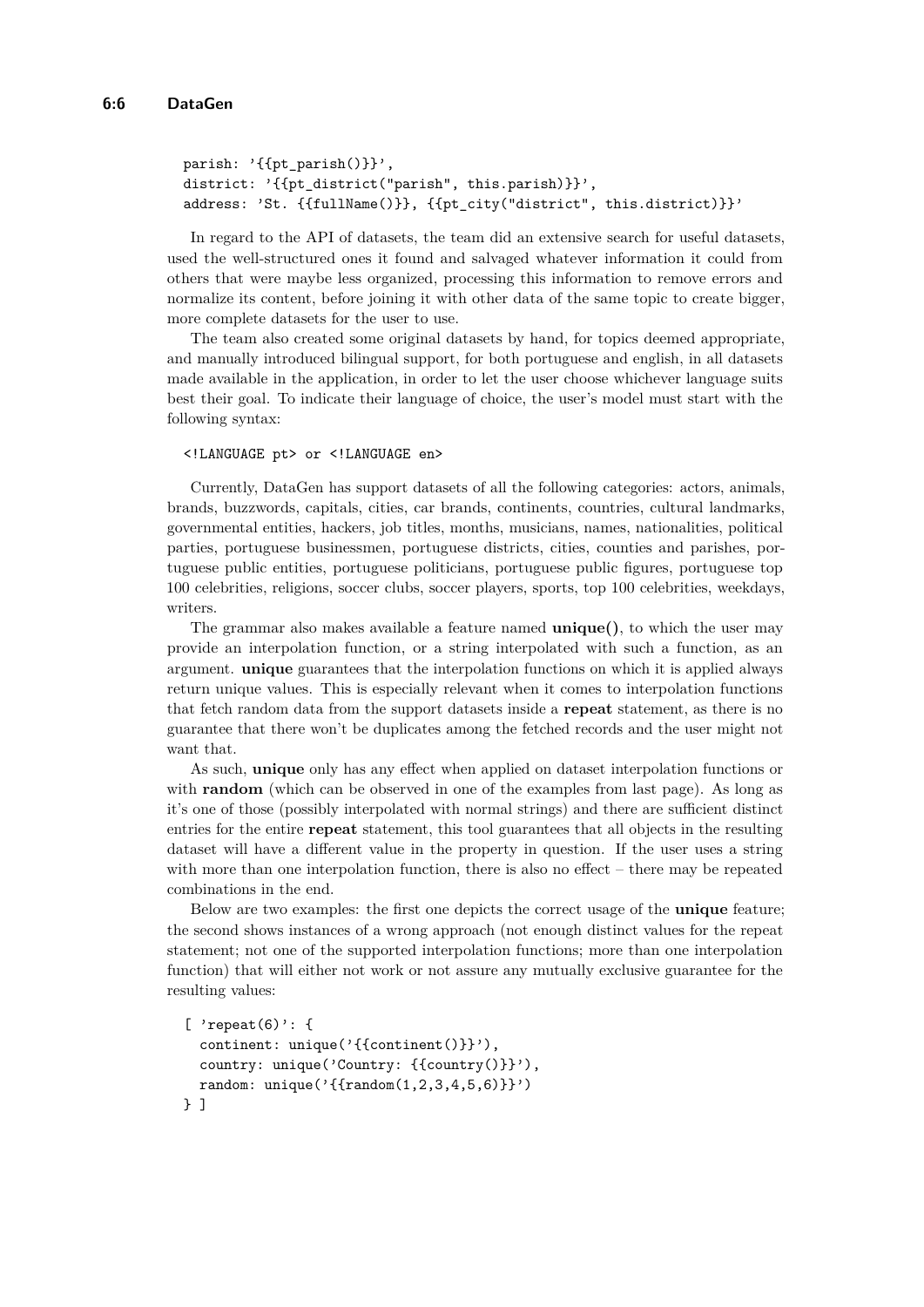```
parish: '{{pt_parish()}}',
district: '{{pt_district("parish", this.parish)}}',
address: 'St. {{fullName()}}, {{pt_city("district", this.district)}}'
```

In regard to the API of datasets, the team did an extensive search for useful datasets, used the well-structured ones it found and salvaged whatever information it could from others that were maybe less organized, processing this information to remove errors and normalize its content, before joining it with other data of the same topic to create bigger, more complete datasets for the user to use.

The team also created some original datasets by hand, for topics deemed appropriate, and manually introduced bilingual support, for both portuguese and english, in all datasets made available in the application, in order to let the user choose whichever language suits best their goal. To indicate their language of choice, the user's model must start with the following syntax:

```
<!LANGUAGE pt> or <!LANGUAGE en>
```

Currently, DataGen has support datasets of all the following categories: actors, animals, brands, buzzwords, capitals, cities, car brands, continents, countries, cultural landmarks, governmental entities, hackers, job titles, months, musicians, names, nationalities, political parties, portuguese businessmen, portuguese districts, cities, counties and parishes, portuguese public entities, portuguese politicians, portuguese public figures, portuguese top 100 celebrities, religions, soccer clubs, soccer players, sports, top 100 celebrities, weekdays, writers.

The grammar also makes available a feature named **unique()**, to which the user may provide an interpolation function, or a string interpolated with such a function, as an argument. **unique** guarantees that the interpolation functions on which it is applied always return unique values. This is especially relevant when it comes to interpolation functions that fetch random data from the support datasets inside a **repeat** statement, as there is no guarantee that there won't be duplicates among the fetched records and the user might not want that.

As such, **unique** only has any effect when applied on dataset interpolation functions or with **random** (which can be observed in one of the examples from last page). As long as it's one of those (possibly interpolated with normal strings) and there are sufficient distinct entries for the entire **repeat** statement, this tool guarantees that all objects in the resulting dataset will have a different value in the property in question. If the user uses a string with more than one interpolation function, there is also no effect – there may be repeated combinations in the end.

Below are two examples: the first one depicts the correct usage of the **unique** feature; the second shows instances of a wrong approach (not enough distinct values for the repeat statement; not one of the supported interpolation functions; more than one interpolation function) that will either not work or not assure any mutually exclusive guarantee for the resulting values:

```
[ 'repeat(6)': {
  continent: unique('{{continent()}}'),
  country: unique('Country: {{country()}}'),
  random: unique('{{random(1,2,3,4,5,6)}}')
} ]
```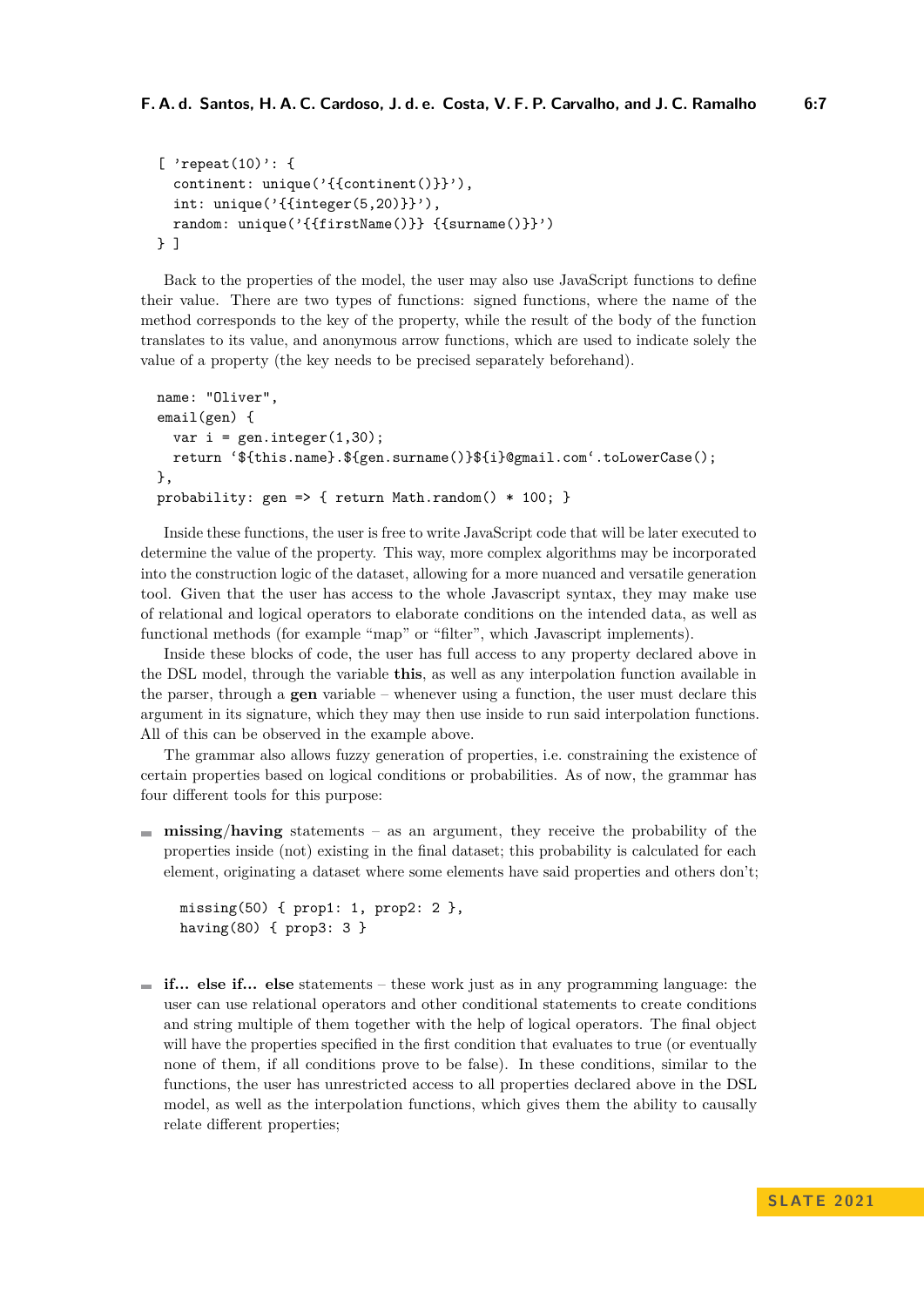```
[ 'repeat(10)': {
  continent: unique('{{continent()}}'),
  int: unique('{{integer(5,20)}}'),
  random: unique('{{firstName()}} {{surname()}}')
} ]
```

Back to the properties of the model, the user may also use JavaScript functions to define their value. There are two types of functions: signed functions, where the name of the method corresponds to the key of the property, while the result of the body of the function translates to its value, and anonymous arrow functions, which are used to indicate solely the value of a property (the key needs to be precised separately beforehand).

```
name: "Oliver",
email(gen) {
  var i = gen.integer(1,30);
  return `${this.name}.${gen.surname()}${i}@gmail.com`.toLowerCase();
},
probability: gen => { return Math.random() * 100; }
```

Inside these functions, the user is free to write JavaScript code that will be later executed to determine the value of the property. This way, more complex algorithms may be incorporated into the construction logic of the dataset, allowing for a more nuanced and versatile generation tool. Given that the user has access to the whole Javascript syntax, they may make use of relational and logical operators to elaborate conditions on the intended data, as well as functional methods (for example "map" or "filter", which Javascript implements).

Inside these blocks of code, the user has full access to any property declared above in the DSL model, through the variable **this**, as well as any interpolation function available in the parser, through a **gen** variable – whenever using a function, the user must declare this argument in its signature, which they may then use inside to run said interpolation functions. All of this can be observed in the example above.

The grammar also allows fuzzy generation of properties, i.e. constraining the existence of certain properties based on logical conditions or probabilities. As of now, the grammar has four different tools for this purpose:

- **missing**/**having** statements – as an argument, they receive the probability of the properties inside (not) existing in the final dataset; this probability is calculated for each element, originating a dataset where some elements have said properties and others don't;

  ```
  missing(50) { prop1: 1, prop2: 2 },
  having(80) { prop3: 3 }
  ```

- **if... else if... else** statements – these work just as in any programming language: the user can use relational operators and other conditional statements to create conditions and string multiple of them together with the help of logical operators. The final object will have the properties specified in the first condition that evaluates to true (or eventually none of them, if all conditions prove to be false). In these conditions, similar to the functions, the user has unrestricted access to all properties declared above in the DSL model, as well as the interpolation functions, which gives them the ability to causally relate different properties;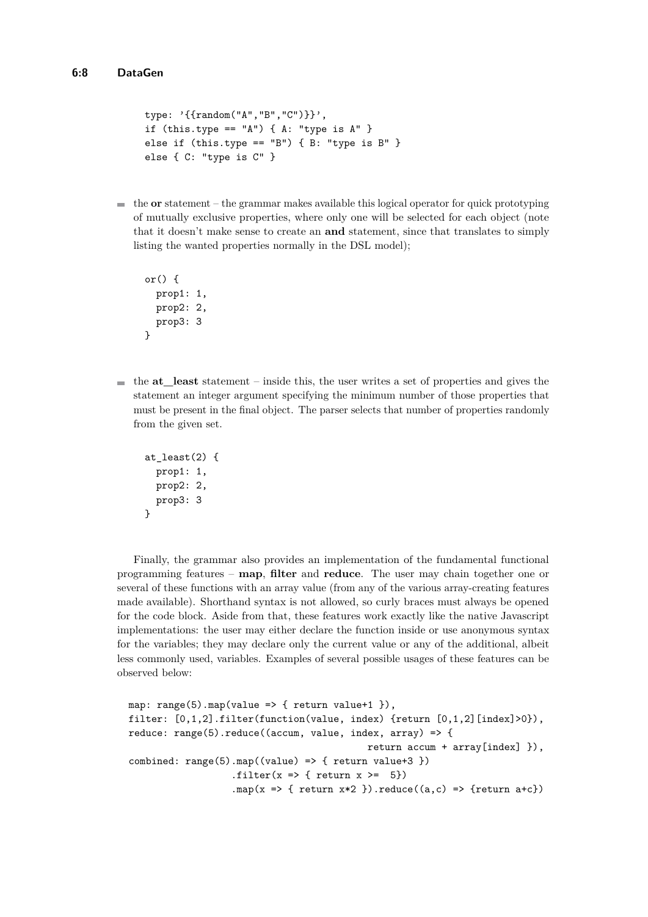```
type: '{{random("A","B","C")}}',
if (this.type == "A") { A: "type is A" }
else if (this.type == "B") { B: "type is B" }
else { C: "type is C" }
```

- the **or** statement – the grammar makes available this logical operator for quick prototyping of mutually exclusive properties, where only one will be selected for each object (note that it doesn't make sense to create an **and** statement, since that translates to simply listing the wanted properties normally in the DSL model);

```
or() {
  prop1: 1,
  prop2: 2,
  prop3: 3
}
```

- the **at_least** statement – inside this, the user writes a set of properties and gives the statement an integer argument specifying the minimum number of those properties that must be present in the final object. The parser selects that number of properties randomly from the given set.

```
at_least(2) {
  prop1: 1,
  prop2: 2,
  prop3: 3
}
```

Finally, the grammar also provides an implementation of the fundamental functional programming features – **map**, **filter** and **reduce**. The user may chain together one or several of these functions with an array value (from any of the various array-creating features made available). Shorthand syntax is not allowed, so curly braces must always be opened for the code block. Aside from that, these features work exactly like the native Javascript implementations: the user may either declare the function inside or use anonymous syntax for the variables; they may declare only the current value or any of the additional, albeit less commonly used, variables. Examples of several possible usages of these features can be observed below:

```
map: range(5).map(value => { return value+1 }),
filter: [0,1,2].filter(function(value, index) {return [0,1,2][index]>0}),
reduce: range(5).reduce((accum, value, index, array) => {
                                          return accum + array[index] }),
combined: range(5).map((value) => { return value+3 })
                  .filter(x => { return x >=  5})
                  .map(x => { return x*2 }).reduce((a,c) => {return a+c})
```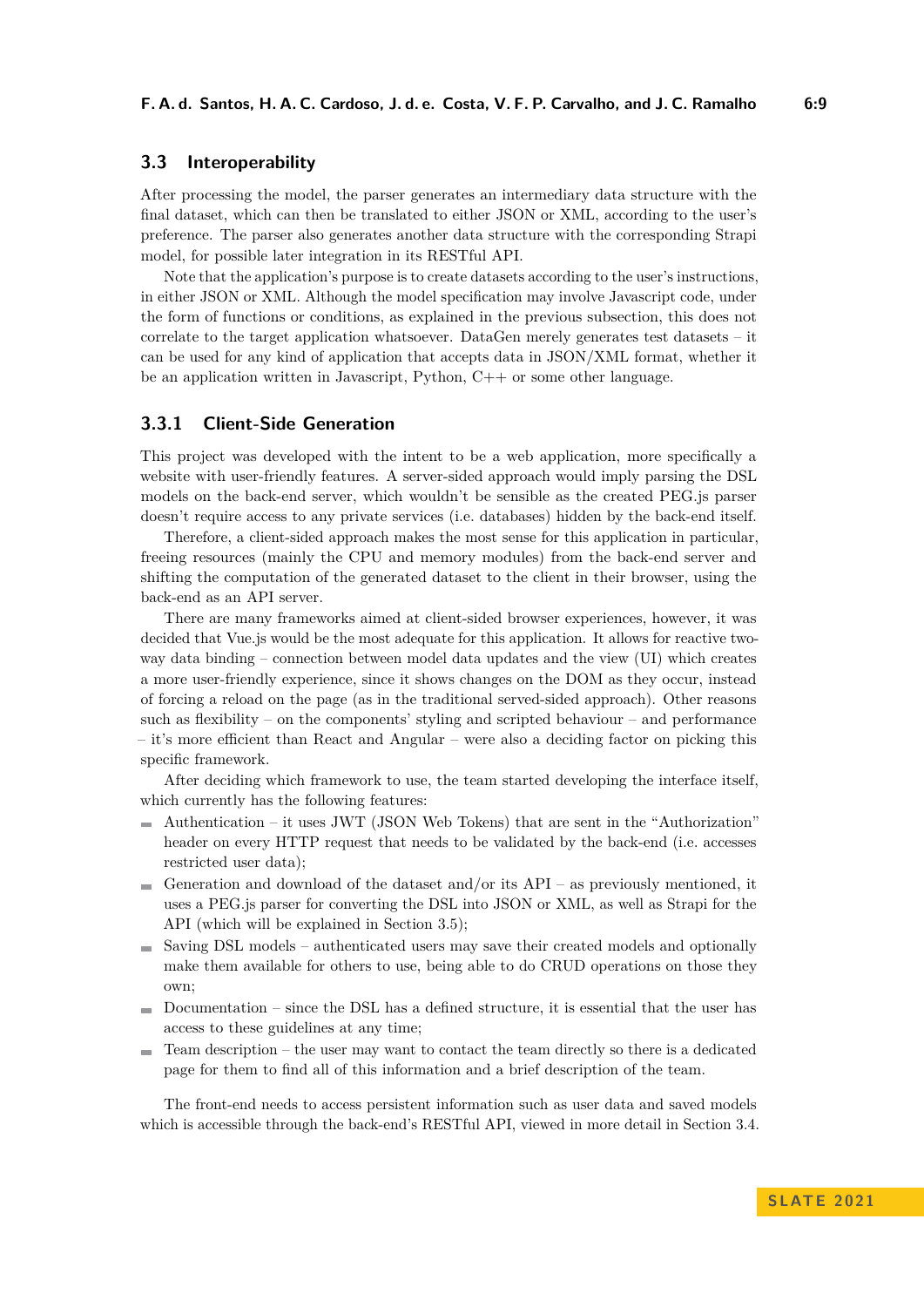### 3.3 Interoperability

After processing the model, the parser generates an intermediary data structure with the final dataset, which can then be translated to either JSON or XML, according to the user's preference. The parser also generates another data structure with the corresponding Strapi model, for possible later integration in its RESTful API.

Note that the application's purpose is to create datasets according to the user's instructions, in either JSON or XML. Although the model specification may involve Javascript code, under the form of functions or conditions, as explained in the previous subsection, this does not correlate to the target application whatsoever. DataGen merely generates test datasets – it can be used for any kind of application that accepts data in JSON/XML format, whether it be an application written in Javascript, Python, C++ or some other language.

#### 3.3.1 Client-Side Generation

This project was developed with the intent to be a web application, more specifically a website with user-friendly features. A server-sided approach would imply parsing the DSL models on the back-end server, which wouldn't be sensible as the created PEG.js parser doesn't require access to any private services (i.e. databases) hidden by the back-end itself.

Therefore, a client-sided approach makes the most sense for this application in particular, freeing resources (mainly the CPU and memory modules) from the back-end server and shifting the computation of the generated dataset to the client in their browser, using the back-end as an API server.

There are many frameworks aimed at client-sided browser experiences, however, it was decided that Vue.js would be the most adequate for this application. It allows for reactive two-way data binding – connection between model data updates and the view (UI) which creates a more user-friendly experience, since it shows changes on the DOM as they occur, instead of forcing a reload on the page (as in the traditional served-sided approach). Other reasons such as flexibility – on the components' styling and scripted behaviour – and performance – it's more efficient than React and Angular – were also a deciding factor on picking this specific framework.

After deciding which framework to use, the team started developing the interface itself, which currently has the following features:

- Authentication – it uses JWT (JSON Web Tokens) that are sent in the "Authorization" header on every HTTP request that needs to be validated by the back-end (i.e. accesses restricted user data);
- Generation and download of the dataset and/or its API – as previously mentioned, it uses a PEG.js parser for converting the DSL into JSON or XML, as well as Strapi for the API (which will be explained in Section 3.5);
- Saving DSL models – authenticated users may save their created models and optionally make them available for others to use, being able to do CRUD operations on those they own;
- Documentation – since the DSL has a defined structure, it is essential that the user has access to these guidelines at any time;
- Team description – the user may want to contact the team directly so there is a dedicated page for them to find all of this information and a brief description of the team.

The front-end needs to access persistent information such as user data and saved models which is accessible through the back-end's RESTful API, viewed in more detail in Section 3.4.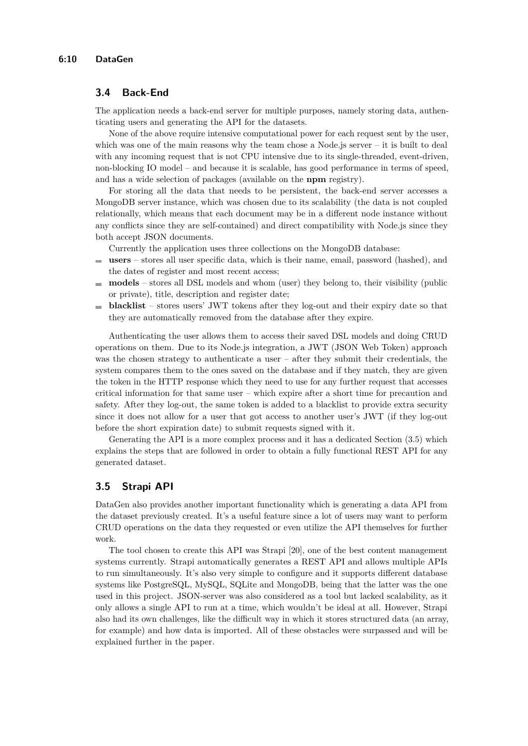## 3.4 Back-End

The application needs a back-end server for multiple purposes, namely storing data, authenticating users and generating the API for the datasets.

None of the above require intensive computational power for each request sent by the user, which was one of the main reasons why the team chose a Node.js server – it is built to deal with any incoming request that is not CPU intensive due to its single-threaded, event-driven, non-blocking IO model – and because it is scalable, has good performance in terms of speed, and has a wide selection of packages (available on the **npm** registry).

For storing all the data that needs to be persistent, the back-end server accesses a MongoDB server instance, which was chosen due to its scalability (the data is not coupled relationally, which means that each document may be in a different node instance without any conflicts since they are self-contained) and direct compatibility with Node.js since they both accept JSON documents.

Currently the application uses three collections on the MongoDB database:

- **users** – stores all user specific data, which is their name, email, password (hashed), and the dates of register and most recent access;
- **models** – stores all DSL models and whom (user) they belong to, their visibility (public or private), title, description and register date;
- **blacklist** – stores users' JWT tokens after they log-out and their expiry date so that they are automatically removed from the database after they expire.

Authenticating the user allows them to access their saved DSL models and doing CRUD operations on them. Due to its Node.js integration, a JWT (JSON Web Token) approach was the chosen strategy to authenticate a user – after they submit their credentials, the system compares them to the ones saved on the database and if they match, they are given the token in the HTTP response which they need to use for any further request that accesses critical information for that same user – which expire after a short time for precaution and safety. After they log-out, the same token is added to a blacklist to provide extra security since it does not allow for a user that got access to another user's JWT (if they log-out before the short expiration date) to submit requests signed with it.

Generating the API is a more complex process and it has a dedicated Section (3.5) which explains the steps that are followed in order to obtain a fully functional REST API for any generated dataset.

## 3.5 Strapi API

DataGen also provides another important functionality which is generating a data API from the dataset previously created. It's a useful feature since a lot of users may want to perform CRUD operations on the data they requested or even utilize the API themselves for further work.

The tool chosen to create this API was Strapi [20], one of the best content management systems currently. Strapi automatically generates a REST API and allows multiple APIs to run simultaneously. It's also very simple to configure and it supports different database systems like PostgreSQL, MySQL, SQLite and MongoDB, being that the latter was the one used in this project. JSON-server was also considered as a tool but lacked scalability, as it only allows a single API to run at a time, which wouldn't be ideal at all. However, Strapi also had its own challenges, like the difficult way in which it stores structured data (an array, for example) and how data is imported. All of these obstacles were surpassed and will be explained further in the paper.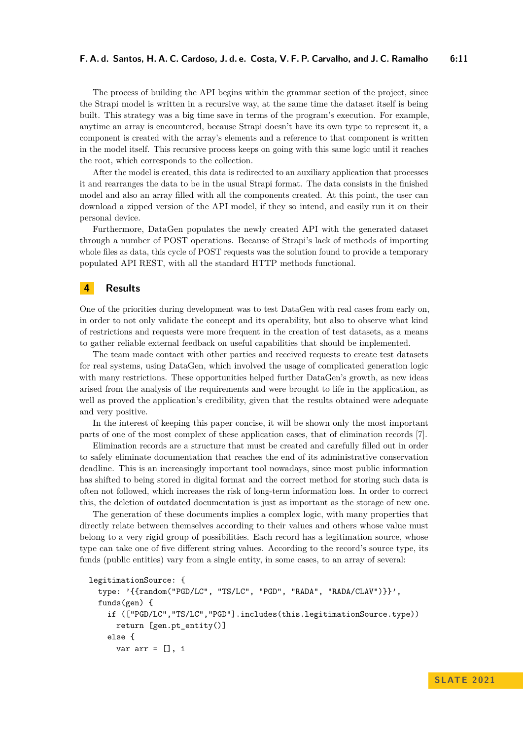The process of building the API begins within the grammar section of the project, since the Strapi model is written in a recursive way, at the same time the dataset itself is being built. This strategy was a big time save in terms of the program's execution. For example, anytime an array is encountered, because Strapi doesn't have its own type to represent it, a component is created with the array's elements and a reference to that component is written in the model itself. This recursive process keeps on going with this same logic until it reaches the root, which corresponds to the collection.

After the model is created, this data is redirected to an auxiliary application that processes it and rearranges the data to be in the usual Strapi format. The data consists in the finished model and also an array filled with all the components created. At this point, the user can download a zipped version of the API model, if they so intend, and easily run it on their personal device.

Furthermore, DataGen populates the newly created API with the generated dataset through a number of POST operations. Because of Strapi's lack of methods of importing whole files as data, this cycle of POST requests was the solution found to provide a temporary populated API REST, with all the standard HTTP methods functional.

## 4 Results

One of the priorities during development was to test DataGen with real cases from early on, in order to not only validate the concept and its operability, but also to observe what kind of restrictions and requests were more frequent in the creation of test datasets, as a means to gather reliable external feedback on useful capabilities that should be implemented.

The team made contact with other parties and received requests to create test datasets for real systems, using DataGen, which involved the usage of complicated generation logic with many restrictions. These opportunities helped further DataGen's growth, as new ideas arised from the analysis of the requirements and were brought to life in the application, as well as proved the application's credibility, given that the results obtained were adequate and very positive.

In the interest of keeping this paper concise, it will be shown only the most important parts of one of the most complex of these application cases, that of elimination records [7].

Elimination records are a structure that must be created and carefully filled out in order to safely eliminate documentation that reaches the end of its administrative conservation deadline. This is an increasingly important tool nowadays, since most public information has shifted to being stored in digital format and the correct method for storing such data is often not followed, which increases the risk of long-term information loss. In order to correct this, the deletion of outdated documentation is just as important as the storage of new one.

The generation of these documents implies a complex logic, with many properties that directly relate between themselves according to their values and others whose value must belong to a very rigid group of possibilities. Each record has a legitimation source, whose type can take one of five different string values. According to the record's source type, its funds (public entities) vary from a single entity, in some cases, to an array of several:

```
legitimationSource: {
  type: '{{random("PGD/LC", "TS/LC", "PGD", "RADA", "RADA/CLAV")}}',
  funds(gen) {
    if (["PGD/LC","TS/LC","PGD"].includes(this.legitimationSource.type))
      return [gen.pt_entity()]
    else {
      var arr = [], i
```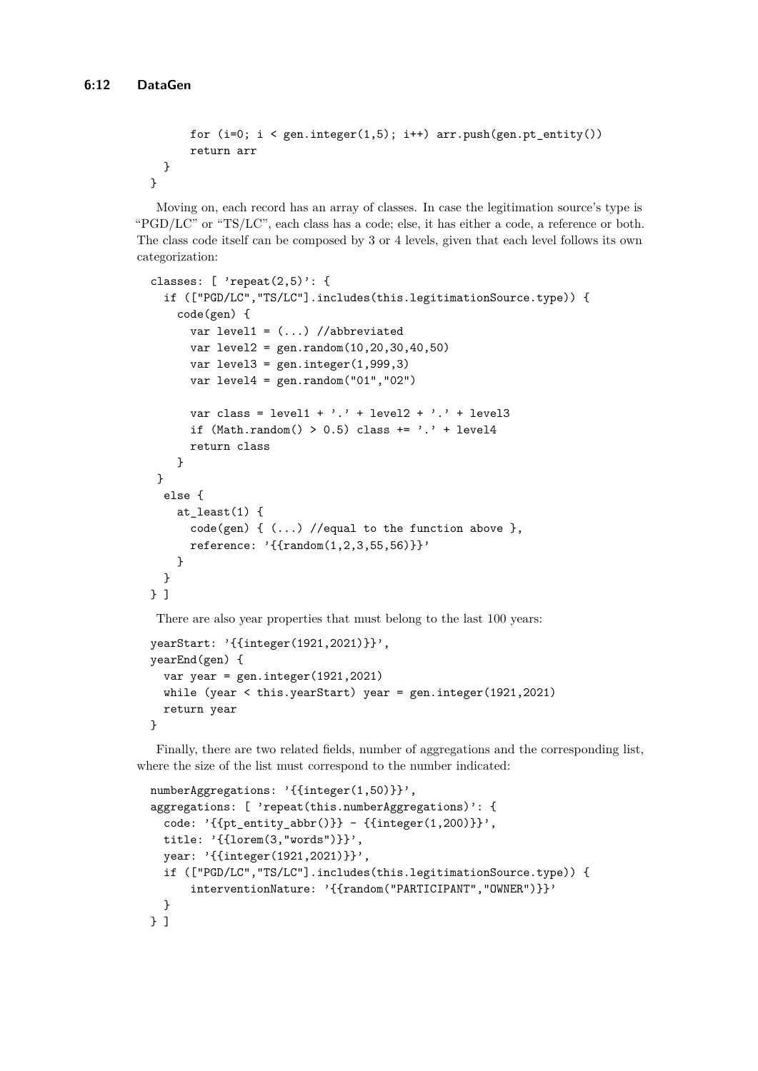```
        for (i=0; i < gen.integer(1,5); i++) arr.push(gen.pt_entity())
        return arr
    }
}
```

Moving on, each record has an array of classes. In case the legitimation source's type is "PGD/LC" or "TS/LC", each class has a code; else, it has either a code, a reference or both. The class code itself can be composed by 3 or 4 levels, given that each level follows its own categorization:

```
classes: [ 'repeat(2,5)': {
  if (["PGD/LC","TS/LC"].includes(this.legitimationSource.type)) {
    code(gen) {
      var level1 = (...) //abbreviated
      var level2 = gen.random(10,20,30,40,50)
      var level3 = gen.integer(1,999,3)
      var level4 = gen.random("01","02")

      var class = level1 + '.' + level2 + '.' + level3
      if (Math.random() > 0.5) class += '.' + level4
      return class
    }
 }
  else {
    at_least(1) {
      code(gen) { (...) //equal to the function above },
      reference: '{{random(1,2,3,55,56)}}'
    }
  }
} ]
```

There are also year properties that must belong to the last 100 years:

```
yearStart: '{{integer(1921,2021)}}',
yearEnd(gen) {
  var year = gen.integer(1921,2021)
  while (year < this.yearStart) year = gen.integer(1921,2021)
  return year
}
```

Finally, there are two related fields, number of aggregations and the corresponding list, where the size of the list must correspond to the number indicated:

```
numberAggregations: '{{integer(1,50)}}',
aggregations: [ 'repeat(this.numberAggregations)': {
  code: '{{pt_entity_abbr()}} - {{integer(1,200)}}',
  title: '{{lorem(3,"words")}}',
  year: '{{integer(1921,2021)}}',
  if (["PGD/LC","TS/LC"].includes(this.legitimationSource.type)) {
      interventionNature: '{{random("PARTICIPANT","OWNER")}}'
  }
} ]
```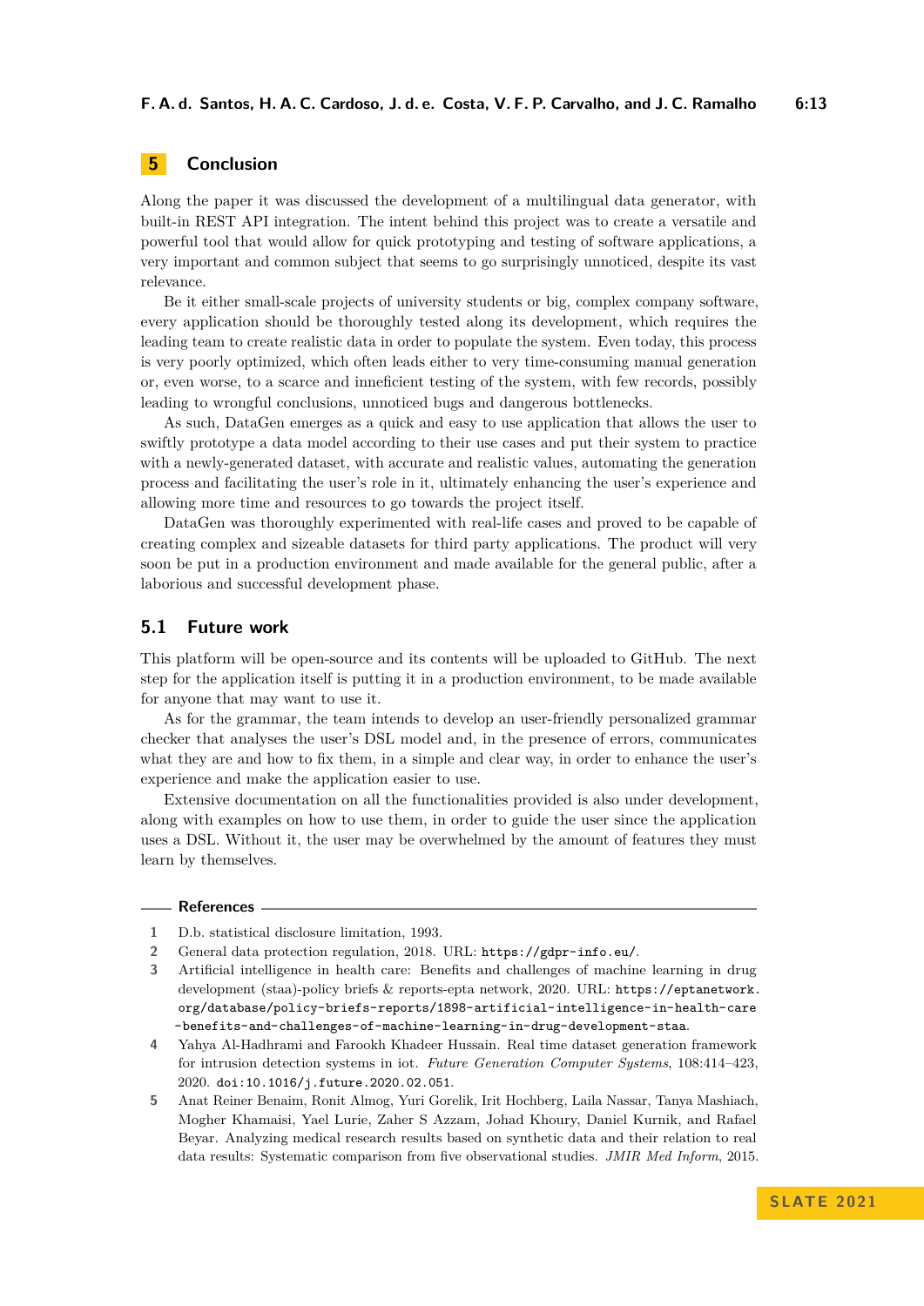## 5 Conclusion

Along the paper it was discussed the development of a multilingual data generator, with built-in REST API integration. The intent behind this project was to create a versatile and powerful tool that would allow for quick prototyping and testing of software applications, a very important and common subject that seems to go surprisingly unnoticed, despite its vast relevance.

Be it either small-scale projects of university students or big, complex company software, every application should be thoroughly tested along its development, which requires the leading team to create realistic data in order to populate the system. Even today, this process is very poorly optimized, which often leads either to very time-consuming manual generation or, even worse, to a scarce and inneficient testing of the system, with few records, possibly leading to wrongful conclusions, unnoticed bugs and dangerous bottlenecks.

As such, DataGen emerges as a quick and easy to use application that allows the user to swiftly prototype a data model according to their use cases and put their system to practice with a newly-generated dataset, with accurate and realistic values, automating the generation process and facilitating the user's role in it, ultimately enhancing the user's experience and allowing more time and resources to go towards the project itself.

DataGen was thoroughly experimented with real-life cases and proved to be capable of creating complex and sizeable datasets for third party applications. The product will very soon be put in a production environment and made available for the general public, after a laborious and successful development phase.

### 5.1 Future work

This platform will be open-source and its contents will be uploaded to GitHub. The next step for the application itself is putting it in a production environment, to be made available for anyone that may want to use it.

As for the grammar, the team intends to develop an user-friendly personalized grammar checker that analyses the user's DSL model and, in the presence of errors, communicates what they are and how to fix them, in a simple and clear way, in order to enhance the user's experience and make the application easier to use.

Extensive documentation on all the functionalities provided is also under development, along with examples on how to use them, in order to guide the user since the application uses a DSL. Without it, the user may be overwhelmed by the amount of features they must learn by themselves.

## References

1. D.b. statistical disclosure limitation, 1993.
2. General data protection regulation, 2018. URL: https://gdpr-info.eu/.
3. Artificial intelligence in health care: Benefits and challenges of machine learning in drug development (staa)-policy briefs & reports-epta network, 2020. URL: https://eptanetwork.org/database/policy-briefs-reports/1898-artificial-intelligence-in-health-care-benefits-and-challenges-of-machine-learning-in-drug-development-staa.
4. Yahya Al-Hadhrami and Farookh Khadeer Hussain. Real time dataset generation framework for intrusion detection systems in iot. *Future Generation Computer Systems*, 108:414–423, 2020. doi:10.1016/j.future.2020.02.051.
5. Anat Reiner Benaim, Ronit Almog, Yuri Gorelik, Irit Hochberg, Laila Nassar, Tanya Mashiach, Mogher Khamaisi, Yael Lurie, Zaher S Azzam, Johad Khoury, Daniel Kurnik, and Rafael Beyar. Analyzing medical research results based on synthetic data and their relation to real data results: Systematic comparison from five observational studies. *JMIR Med Inform*, 2015.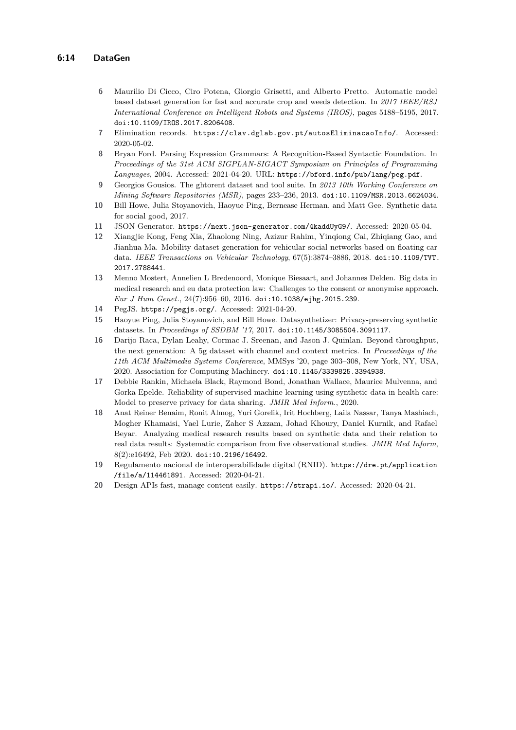6. Maurilio Di Cicco, Ciro Potena, Giorgio Grisetti, and Alberto Pretto. Automatic model based dataset generation for fast and accurate crop and weeds detection. In *2017 IEEE/RSJ International Conference on Intelligent Robots and Systems (IROS)*, pages 5188–5195, 2017. doi:10.1109/IROS.2017.8206408.
7. Elimination records. https://clav.dglab.gov.pt/autosEliminacaoInfo/. Accessed: 2020-05-02.
8. Bryan Ford. Parsing Expression Grammars: A Recognition-Based Syntactic Foundation. In *Proceedings of the 31st ACM SIGPLAN-SIGACT Symposium on Principles of Programming Languages*, 2004. Accessed: 2021-04-20. URL: https://bford.info/pub/lang/peg.pdf.
9. Georgios Gousios. The ghtorent dataset and tool suite. In *2013 10th Working Conference on Mining Software Repositories (MSR)*, pages 233–236, 2013. doi:10.1109/MSR.2013.6624034.
10. Bill Howe, Julia Stoyanovich, Haoyue Ping, Bernease Herman, and Matt Gee. Synthetic data for social good, 2017.
11. JSON Generator. https://next.json-generator.com/4kaddUyG9/. Accessed: 2020-05-04.
12. Xiangjie Kong, Feng Xia, Zhaolong Ning, Azizur Rahim, Yinqiong Cai, Zhiqiang Gao, and Jianhua Ma. Mobility dataset generation for vehicular social networks based on floating car data. *IEEE Transactions on Vehicular Technology*, 67(5):3874–3886, 2018. doi:10.1109/TVT.2017.2788441.
13. Menno Mostert, Annelien L Bredenoord, Monique Biesaart, and Johannes Delden. Big data in medical research and eu data protection law: Challenges to the consent or anonymise approach. *Eur J Hum Genet.*, 24(7):956–60, 2016. doi:10.1038/ejhg.2015.239.
14. PegJS. https://pegjs.org/. Accessed: 2021-04-20.
15. Haoyue Ping, Julia Stoyanovich, and Bill Howe. Datasynthetizer: Privacy-preserving synthetic datasets. In *Proceedings of SSDBM '17*, 2017. doi:10.1145/3085504.3091117.
16. Darijo Raca, Dylan Leahy, Cormac J. Sreenan, and Jason J. Quinlan. Beyond throughput, the next generation: A 5g dataset with channel and context metrics. In *Proceedings of the 11th ACM Multimedia Systems Conference*, MMSys '20, page 303–308, New York, NY, USA, 2020. Association for Computing Machinery. doi:10.1145/3339825.3394938.
17. Debbie Rankin, Michaela Black, Raymond Bond, Jonathan Wallace, Maurice Mulvenna, and Gorka Epelde. Reliability of supervised machine learning using synthetic data in health care: Model to preserve privacy for data sharing. *JMIR Med Inform.*, 2020.
18. Anat Reiner Benaim, Ronit Almog, Yuri Gorelik, Irit Hochberg, Laila Nassar, Tanya Mashiach, Mogher Khamaisi, Yael Lurie, Zaher S Azzam, Johad Khoury, Daniel Kurnik, and Rafael Beyar. Analyzing medical research results based on synthetic data and their relation to real data results: Systematic comparison from five observational studies. *JMIR Med Inform*, 8(2):e16492, Feb 2020. doi:10.2196/16492.
19. Regulamento nacional de interoperabilidade digital (RNID). https://dre.pt/application/file/a/114461891. Accessed: 2020-04-21.
20. Design APIs fast, manage content easily. https://strapi.io/. Accessed: 2020-04-21.